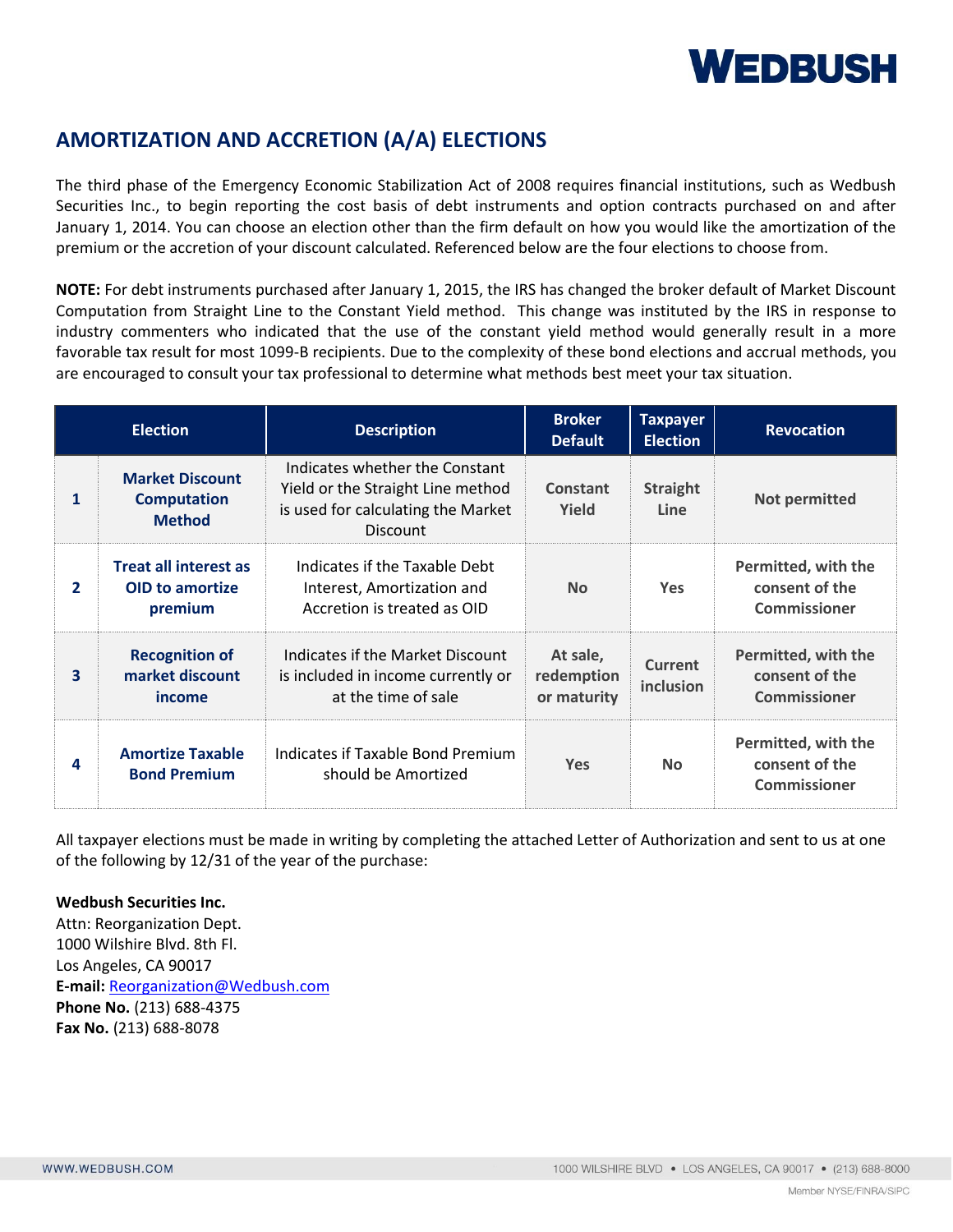# AMORTIZATION AND ACCRETION (A/A) ELECTIONS

The third phase of the Emergency Economic Stabilization Act of 2008 requires financial institutions, such as Wedbush Securities Inc., to begin reporting the cost basis of debt instruments and option contracts purchased on and after January 1, 2014. You can choose an election other than the firm default on how you would like the amortization of the premium or the accretion of your discount calculated. Referenced below are the four elections to choose from.

**NOTE:** For debt instruments purchased after January 1, 2015, the IRS has changed the broker default of Market Discount Computation from Straight Line to the Constant Yield method. This change was instituted by the IRS in response to industry commenters who indicated that the use of the constant yield method would generally result in a more favorable tax result for most 1099-B recipients. Due to the complexity of these bond elections and accrual methods, you are encouraged to consult your tax professional to determine what methods best meet your tax situation.

| Election | | Description | Broker Default | Taxpayer Election | Revocation |
|---|---|---|---|---|---|
| 1 | **Market Discount Computation Method** | Indicates whether the Constant Yield or the Straight Line method is used for calculating the Market Discount | Constant Yield | Straight Line | Not permitted |
| 2 | **Treat all interest as OID to amortize premium** | Indicates if the Taxable Debt Interest, Amortization and Accretion is treated as OID | No | Yes | Permitted, with the consent of the Commissioner |
| 3 | **Recognition of market discount income** | Indicates if the Market Discount is included in income currently or at the time of sale | At sale, redemption or maturity | Current inclusion | Permitted, with the consent of the Commissioner |
| 4 | **Amortize Taxable Bond Premium** | Indicates if Taxable Bond Premium should be Amortized | Yes | No | Permitted, with the consent of the Commissioner |

All taxpayer elections must be made in writing by completing the attached Letter of Authorization and sent to us at one of the following by 12/31 of the year of the purchase:

**Wedbush Securities Inc.**
Attn: Reorganization Dept.
1000 Wilshire Blvd. 8th Fl.
Los Angeles, CA 90017
**E-mail:** Reorganization@Wedbush.com
**Phone No.** (213) 688-4375
**Fax No.** (213) 688-8078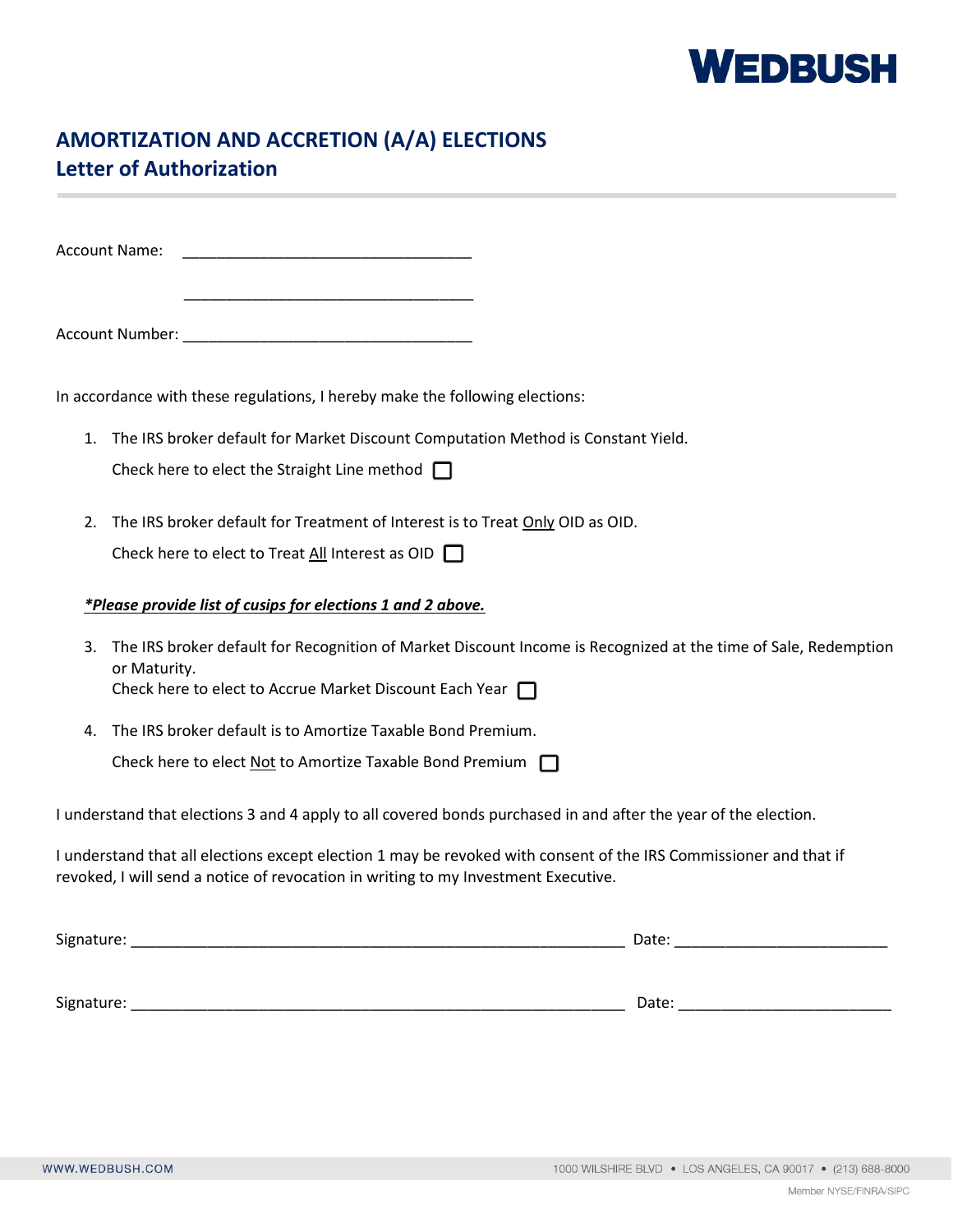WEDBUSH

# AMORTIZATION AND ACCRETION (A/A) ELECTIONS
## Letter of Authorization

Account Name: ___________________________________

___________________________________

Account Number: ___________________________________

In accordance with these regulations, I hereby make the following elections:

1. The IRS broker default for Market Discount Computation Method is Constant Yield.

   Check here to elect the Straight Line method ☐

2. The IRS broker default for Treatment of Interest is to Treat Only OID as OID.

   Check here to elect to Treat All Interest as OID ☐

***Please provide list of cusips for elections 1 and 2 above.***

3. The IRS broker default for Recognition of Market Discount Income is Recognized at the time of Sale, Redemption or Maturity.

   Check here to elect to Accrue Market Discount Each Year ☐

4. The IRS broker default is to Amortize Taxable Bond Premium.

   Check here to elect Not to Amortize Taxable Bond Premium ☐

I understand that elections 3 and 4 apply to all covered bonds purchased in and after the year of the election.

I understand that all elections except election 1 may be revoked with consent of the IRS Commissioner and that if revoked, I will send a notice of revocation in writing to my Investment Executive.

Signature: ___________________________________________________________ Date: _________________________

Signature: ___________________________________________________________ Date: _________________________

WWW.WEDBUSH.COM    1000 WILSHIRE BLVD • LOS ANGELES, CA 90017 • (213) 688-8000

Member NYSE/FINRA/SIPC